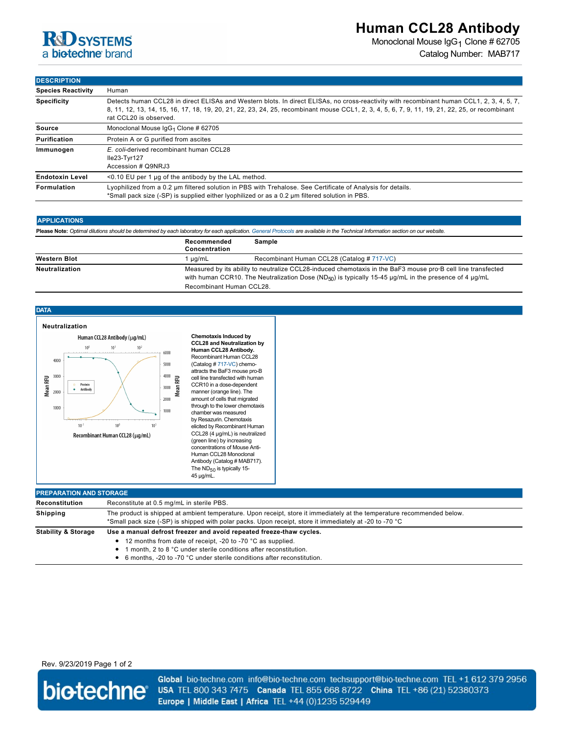# Human CCL28 Antibody

Monoclonal Mouse $IgG_1$ Clone # 62705

Catalog Number: MAB717

R&D SYSTEMS a bio-techne brand

## DESCRIPTION

| | |
|---|---|
| **Species Reactivity** | Human |
| **Specificity** | Detects human CCL28 in direct ELISAs and Western blots. In direct ELISAs, no cross-reactivity with recombinant human CCL1, 2, 3, 4, 5, 7, 8, 11, 12, 13, 14, 15, 16, 17, 18, 19, 20, 21, 22, 23, 24, 25, recombinant mouse CCL1, 2, 3, 4, 5, 6, 7, 9, 11, 19, 21, 22, 25, or recombinant rat CCL20 is observed. |
| **Source** | Monoclonal Mouse $IgG_1$ Clone # 62705 |
| **Purification** | Protein A or G purified from ascites |
| **Immunogen** | *E. coli*-derived recombinant human CCL28<br>Ile23-Tyr127<br>Accession # Q9NRJ3 |
| **Endotoxin Level** | <0.10 EU per 1 μg of the antibody by the LAL method. |
| **Formulation** | Lyophilized from a 0.2 μm filtered solution in PBS with Trehalose. See Certificate of Analysis for details.<br>*Small pack size (-SP) is supplied either lyophilized or as a 0.2 μm filtered solution in PBS. |

## APPLICATIONS

**Please Note:** *Optimal dilutions should be determined by each laboratory for each application. General Protocols are available in the Technical Information section on our website.*

| | Recommended Concentration | Sample |
|---|---|---|
| **Western Blot** | 1 μg/mL | Recombinant Human CCL28 (Catalog # 717-VC) |
| **Neutralization** | Measured by its ability to neutralize CCL28-induced chemotaxis in the BaF3 mouse pro-B cell line transfected with human CCR10. The Neutralization Dose ($ND_{50}$) is typically 15-45 μg/mL in the presence of 4 μg/mL Recombinant Human CCL28. | |

## DATA

**Neutralization**

Human CCL28 Antibody (μg/mL)

$10^0$ $10^1$ $10^2$

4000 3000 2000 1000

6000 5000 4000 3000 2000 1000

Mean RFU

Protein

Antibody

$10^{-1}$ $10^0$ $10^1$

Recombinant Human CCL28 (μg/mL)

**Chemotaxis Induced by CCL28 and Neutralization by Human CCL28 Antibody.** Recombinant Human CCL28 (Catalog # 717-VC) chemo-attracts the BaF3 mouse pro-B cell line transfected with human CCR10 in a dose-dependent manner (orange line). The amount of cells that migrated through to the lower chemotaxis chamber was measured by Resazurin. Chemotaxis elicited by Recombinant Human CCL28 (4 μg/mL) is neutralized (green line) by increasing concentrations of Mouse Anti-Human CCL28 Monoclonal Antibody (Catalog # MAB717). The $ND_{50}$ is typically 15-45 μg/mL.

## PREPARATION AND STORAGE

| | |
|---|---|
| **Reconstitution** | Reconstitute at 0.5 mg/mL in sterile PBS. |
| **Shipping** | The product is shipped at ambient temperature. Upon receipt, store it immediately at the temperature recommended below.<br>*Small pack size (-SP) is shipped with polar packs. Upon receipt, store it immediately at -20 to -70 °C |
| **Stability & Storage** | **Use a manual defrost freezer and avoid repeated freeze-thaw cycles.**<br>• 12 months from date of receipt, -20 to -70 °C as supplied.<br>• 1 month, 2 to 8 °C under sterile conditions after reconstitution.<br>• 6 months, -20 to -70 °C under sterile conditions after reconstitution. |

Rev. 9/23/2019

**Global** bio-techne.com info@bio-techne.com techsupport@bio-techne.com TEL +1 612 379 2956
**USA** TEL 800 343 7475 **Canada** TEL 855 668 8722 **China** TEL +86 (21) 52380373
**Europe | Middle East | Africa** TEL +44 (0)1235 529449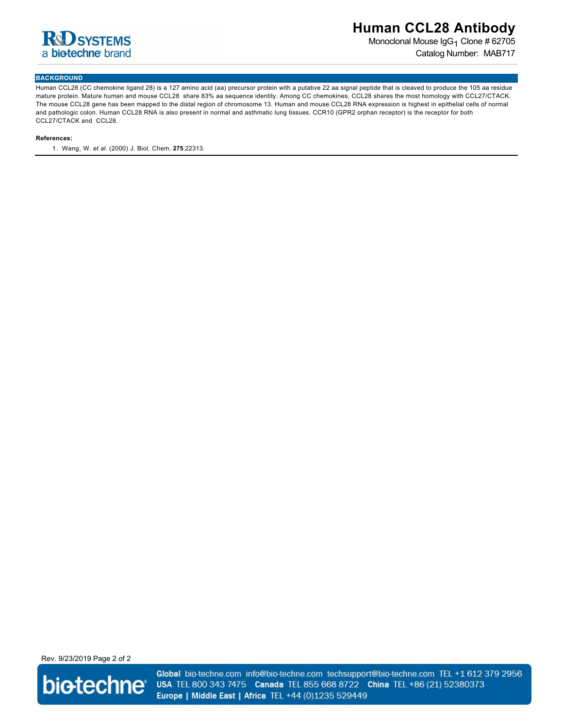# Human CCL28 Antibody

Monoclonal Mouse $IgG_1$ Clone # 62705

Catalog Number: MAB717

## BACKGROUND

Human CCL28 (CC chemokine ligand 28) is a 127 amino acid (aa) precursor protein with a putative 22 aa signal peptide that is cleaved to produce the 105 aa residue mature protein. Mature human and mouse CCL28 share 83% aa sequence identity. Among CC chemokines, CCL28 shares the most homology with CCL27/CTACK. The mouse CCL28 gene has been mapped to the distal region of chromosome 13. Human and mouse CCL28 RNA expression is highest in epithelial cells of normal and pathologic colon. Human CCL28 RNA is also present in normal and asthmatic lung tissues. CCR10 (GPR2 orphan receptor) is the receptor for both CCL27/CTACK and CCL28.

**References:**

1. Wang, W. *et al.* (2000) J. Biol. Chem. **275**:22313.

Rev. 9/23/2019

**Global** bio-techne.com info@bio-techne.com techsupport@bio-techne.com TEL +1 612 379 2956
**USA** TEL 800 343 7475 **Canada** TEL 855 668 8722 **China** TEL +86 (21) 52380373
**Europe | Middle East | Africa** TEL +44 (0)1235 529449